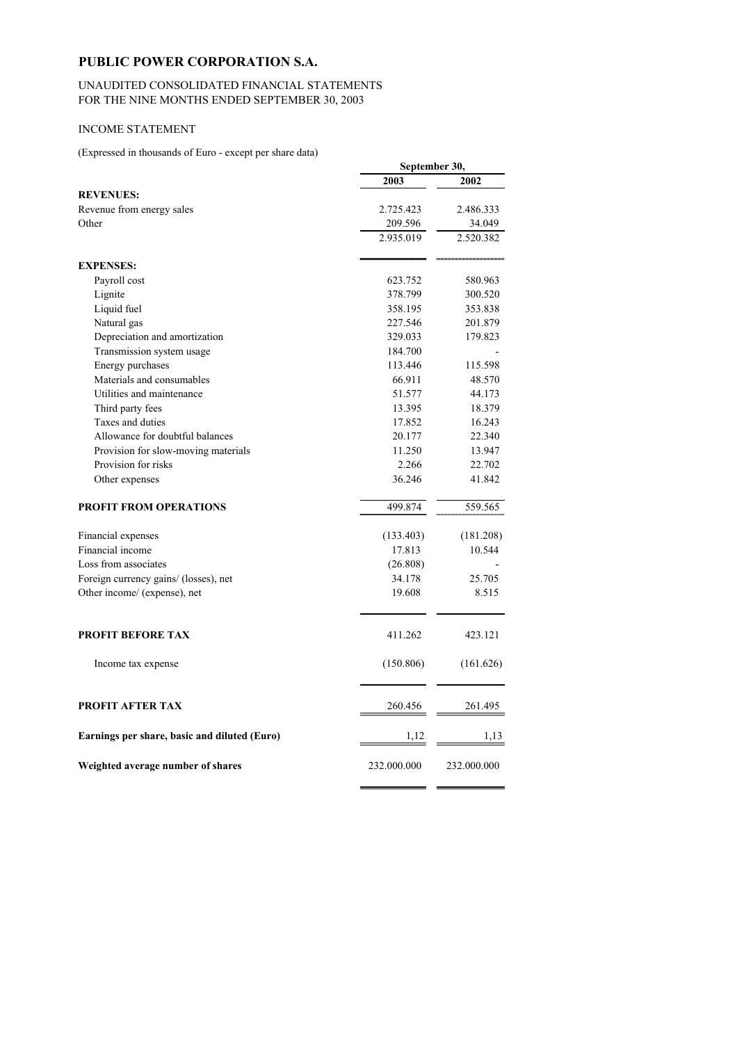# PUBLIC POWER CORPORATION S.A.

UNAUDITED CONSOLIDATED FINANCIAL STATEMENTS
FOR THE NINE MONTHS ENDED SEPTEMBER 30, 2003

## INCOME STATEMENT

(Expressed in thousands of Euro - except per share data)

| | September 30, | |
|---|---|---|
| | **2003** | **2002** |
| **REVENUES:** | | |
| Revenue from energy sales | 2.725.423 | 2.486.333 |
| Other | 209.596 | 34.049 |
| | 2.935.019 | 2.520.382 |
| **EXPENSES:** | | |
| Payroll cost | 623.752 | 580.963 |
| Lignite | 378.799 | 300.520 |
| Liquid fuel | 358.195 | 353.838 |
| Natural gas | 227.546 | 201.879 |
| Depreciation and amortization | 329.033 | 179.823 |
| Transmission system usage | 184.700 | - |
| Energy purchases | 113.446 | 115.598 |
| Materials and consumables | 66.911 | 48.570 |
| Utilities and maintenance | 51.577 | 44.173 |
| Third party fees | 13.395 | 18.379 |
| Taxes and duties | 17.852 | 16.243 |
| Allowance for doubtful balances | 20.177 | 22.340 |
| Provision for slow-moving materials | 11.250 | 13.947 |
| Provision for risks | 2.266 | 22.702 |
| Other expenses | 36.246 | 41.842 |
| **PROFIT FROM OPERATIONS** | 499.874 | 559.565 |
| Financial expenses | (133.403) | (181.208) |
| Financial income | 17.813 | 10.544 |
| Loss from associates | (26.808) | - |
| Foreign currency gains/ (losses), net | 34.178 | 25.705 |
| Other income/ (expense), net | 19.608 | 8.515 |
| **PROFIT BEFORE TAX** | 411.262 | 423.121 |
| Income tax expense | (150.806) | (161.626) |
| **PROFIT AFTER TAX** | 260.456 | 261.495 |
| **Earnings per share, basic and diluted (Euro)** | 1,12 | 1,13 |
| **Weighted average number of shares** | 232.000.000 | 232.000.000 |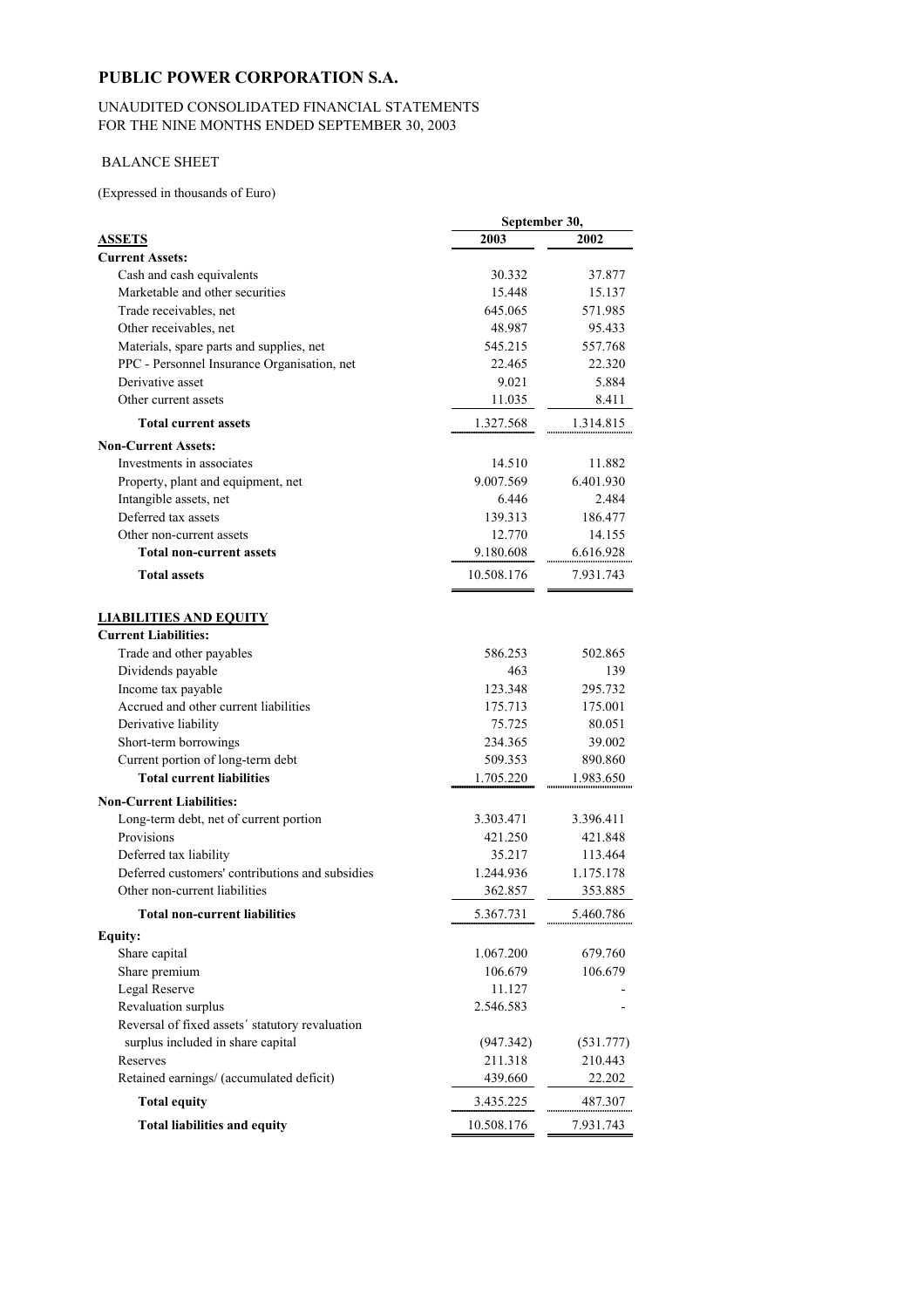# PUBLIC POWER CORPORATION S.A.

UNAUDITED CONSOLIDATED FINANCIAL STATEMENTS
FOR THE NINE MONTHS ENDED SEPTEMBER 30, 2003

BALANCE SHEET

(Expressed in thousands of Euro)

| | September 30, | |
|---|---|---|
| **ASSETS** | **2003** | **2002** |
| **Current Assets:** | | |
| Cash and cash equivalents | 30.332 | 37.877 |
| Marketable and other securities | 15.448 | 15.137 |
| Trade receivables, net | 645.065 | 571.985 |
| Other receivables, net | 48.987 | 95.433 |
| Materials, spare parts and supplies, net | 545.215 | 557.768 |
| PPC - Personnel Insurance Organisation, net | 22.465 | 22.320 |
| Derivative asset | 9.021 | 5.884 |
| Other current assets | 11.035 | 8.411 |
| **Total current assets** | 1.327.568 | 1.314.815 |
| **Non-Current Assets:** | | |
| Investments in associates | 14.510 | 11.882 |
| Property, plant and equipment, net | 9.007.569 | 6.401.930 |
| Intangible assets, net | 6.446 | 2.484 |
| Deferred tax assets | 139.313 | 186.477 |
| Other non-current assets | 12.770 | 14.155 |
| **Total non-current assets** | 9.180.608 | 6.616.928 |
| **Total assets** | 10.508.176 | 7.931.743 |
| | | |
| **LIABILITIES AND EQUITY** | | |
| **Current Liabilities:** | | |
| Trade and other payables | 586.253 | 502.865 |
| Dividends payable | 463 | 139 |
| Income tax payable | 123.348 | 295.732 |
| Accrued and other current liabilities | 175.713 | 175.001 |
| Derivative liability | 75.725 | 80.051 |
| Short-term borrowings | 234.365 | 39.002 |
| Current portion of long-term debt | 509.353 | 890.860 |
| **Total current liabilities** | 1.705.220 | 1.983.650 |
| **Non-Current Liabilities:** | | |
| Long-term debt, net of current portion | 3.303.471 | 3.396.411 |
| Provisions | 421.250 | 421.848 |
| Deferred tax liability | 35.217 | 113.464 |
| Deferred customers' contributions and subsidies | 1.244.936 | 1.175.178 |
| Other non-current liabilities | 362.857 | 353.885 |
| **Total non-current liabilities** | 5.367.731 | 5.460.786 |
| **Equity:** | | |
| Share capital | 1.067.200 | 679.760 |
| Share premium | 106.679 | 106.679 |
| Legal Reserve | 11.127 | - |
| Revaluation surplus | 2.546.583 | - |
| Reversal of fixed assets´ statutory revaluation surplus included in share capital | (947.342) | (531.777) |
| Reserves | 211.318 | 210.443 |
| Retained earnings/ (accumulated deficit) | 439.660 | 22.202 |
| **Total equity** | 3.435.225 | 487.307 |
| **Total liabilities and equity** | 10.508.176 | 7.931.743 |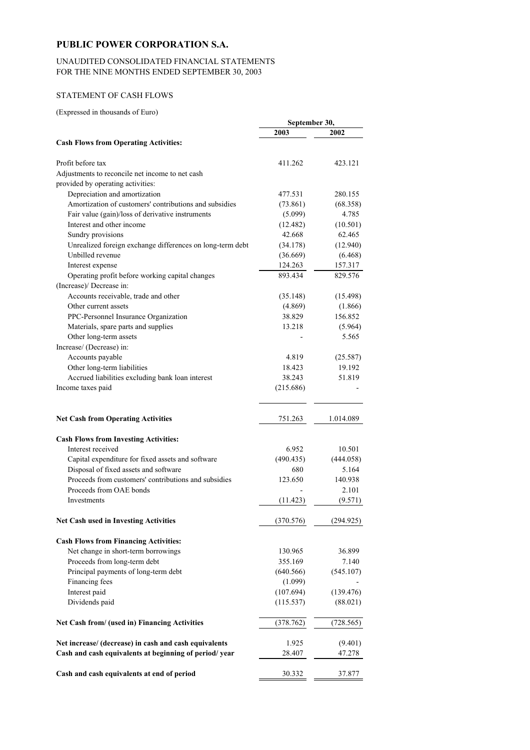**PUBLIC POWER CORPORATION S.A.**

UNAUDITED CONSOLIDATED FINANCIAL STATEMENTS
FOR THE NINE MONTHS ENDED SEPTEMBER 30, 2003

STATEMENT OF CASH FLOWS

(Expressed in thousands of Euro)

| | September 30, | |
|---|---|---|
| | **2003** | **2002** |
| **Cash Flows from Operating Activities:** | | |
| Profit before tax | 411.262 | 423.121 |
| Adjustments to reconcile net income to net cash provided by operating activities: | | |
| Depreciation and amortization | 477.531 | 280.155 |
| Amortization of customers' contributions and subsidies | (73.861) | (68.358) |
| Fair value (gain)/loss of derivative instruments | (5.099) | 4.785 |
| Interest and other income | (12.482) | (10.501) |
| Sundry provisions | 42.668 | 62.465 |
| Unrealized foreign exchange differences on long-term debt | (34.178) | (12.940) |
| Unbilled revenue | (36.669) | (6.468) |
| Interest expense | 124.263 | 157.317 |
| Operating profit before working capital changes | 893.434 | 829.576 |
| (Increase)/ Decrease in: | | |
| Accounts receivable, trade and other | (35.148) | (15.498) |
| Other current assets | (4.869) | (1.866) |
| PPC-Personnel Insurance Organization | 38.829 | 156.852 |
| Materials, spare parts and supplies | 13.218 | (5.964) |
| Other long-term assets | - | 5.565 |
| Increase/ (Decrease) in: | | |
| Accounts payable | 4.819 | (25.587) |
| Other long-term liabilities | 18.423 | 19.192 |
| Accrued liabilities excluding bank loan interest | 38.243 | 51.819 |
| Income taxes paid | (215.686) | - |
| **Net Cash from Operating Activities** | 751.263 | 1.014.089 |
| **Cash Flows from Investing Activities:** | | |
| Interest received | 6.952 | 10.501 |
| Capital expenditure for fixed assets and software | (490.435) | (444.058) |
| Disposal of fixed assets and software | 680 | 5.164 |
| Proceeds from customers' contributions and subsidies | 123.650 | 140.938 |
| Proceeds from OAE bonds | - | 2.101 |
| Investments | (11.423) | (9.571) |
| **Net Cash used in Investing Activities** | (370.576) | (294.925) |
| **Cash Flows from Financing Activities:** | | |
| Net change in short-term borrowings | 130.965 | 36.899 |
| Proceeds from long-term debt | 355.169 | 7.140 |
| Principal payments of long-term debt | (640.566) | (545.107) |
| Financing fees | (1.099) | - |
| Interest paid | (107.694) | (139.476) |
| Dividends paid | (115.537) | (88.021) |
| **Net Cash from/ (used in) Financing Activities** | (378.762) | (728.565) |
| **Net increase/ (decrease) in cash and cash equivalents** | 1.925 | (9.401) |
| **Cash and cash equivalents at beginning of period/ year** | 28.407 | 47.278 |
| **Cash and cash equivalents at end of period** | 30.332 | 37.877 |